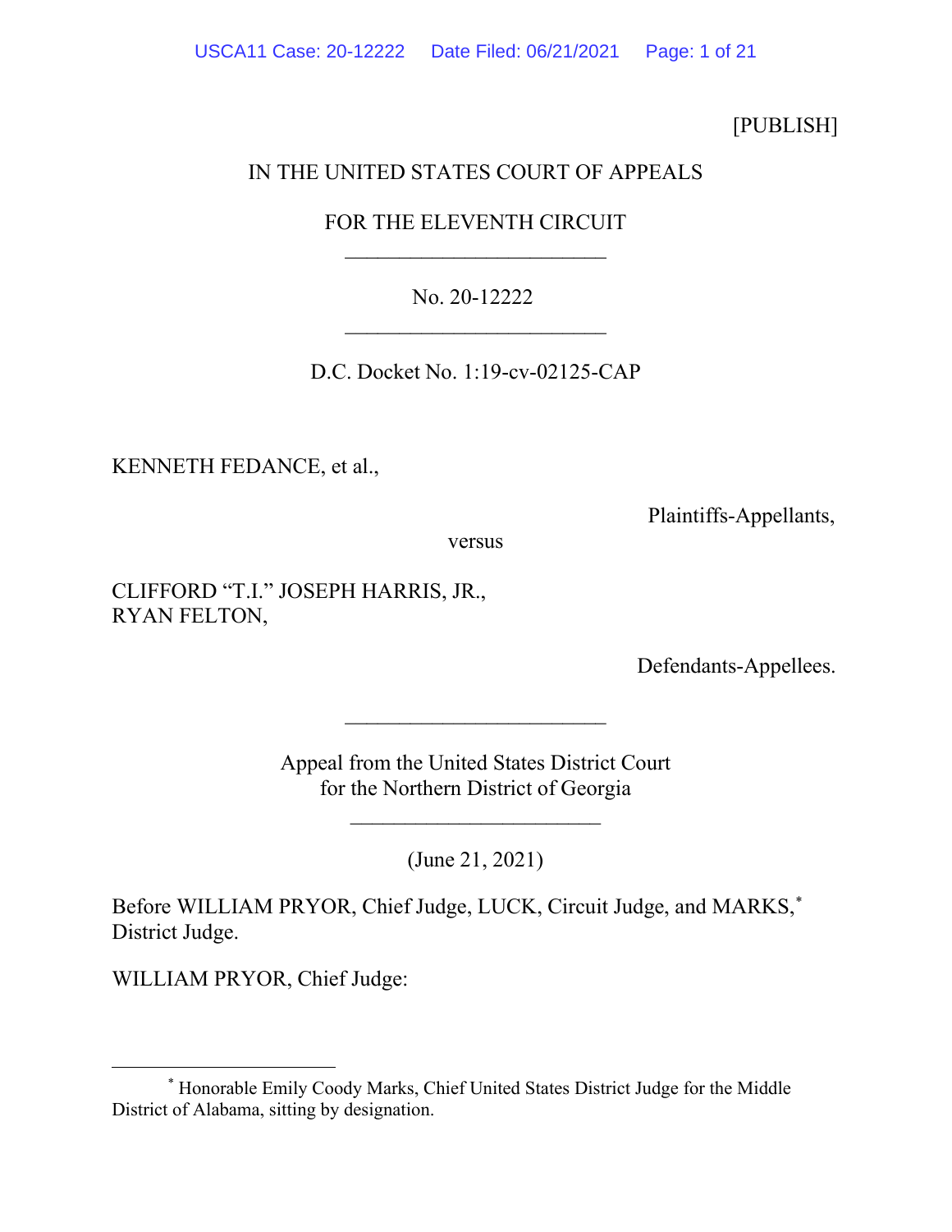[PUBLISH]

IN THE UNITED STATES COURT OF APPEALS

FOR THE ELEVENTH CIRCUIT

________________________

No. 20-12222

________________________

D.C. Docket No. 1:19-cv-02125-CAP

KENNETH FEDANCE, et al.,

Plaintiffs-Appellants,

versus

CLIFFORD "T.I." JOSEPH HARRIS, JR.,
RYAN FELTON,

Defendants-Appellees.

________________________

Appeal from the United States District Court
for the Northern District of Georgia

________________________

(June 21, 2021)

Before WILLIAM PRYOR, Chief Judge, LUCK, Circuit Judge, and MARKS,* District Judge.

WILLIAM PRYOR, Chief Judge:

---

* Honorable Emily Coody Marks, Chief United States District Judge for the Middle District of Alabama, sitting by designation.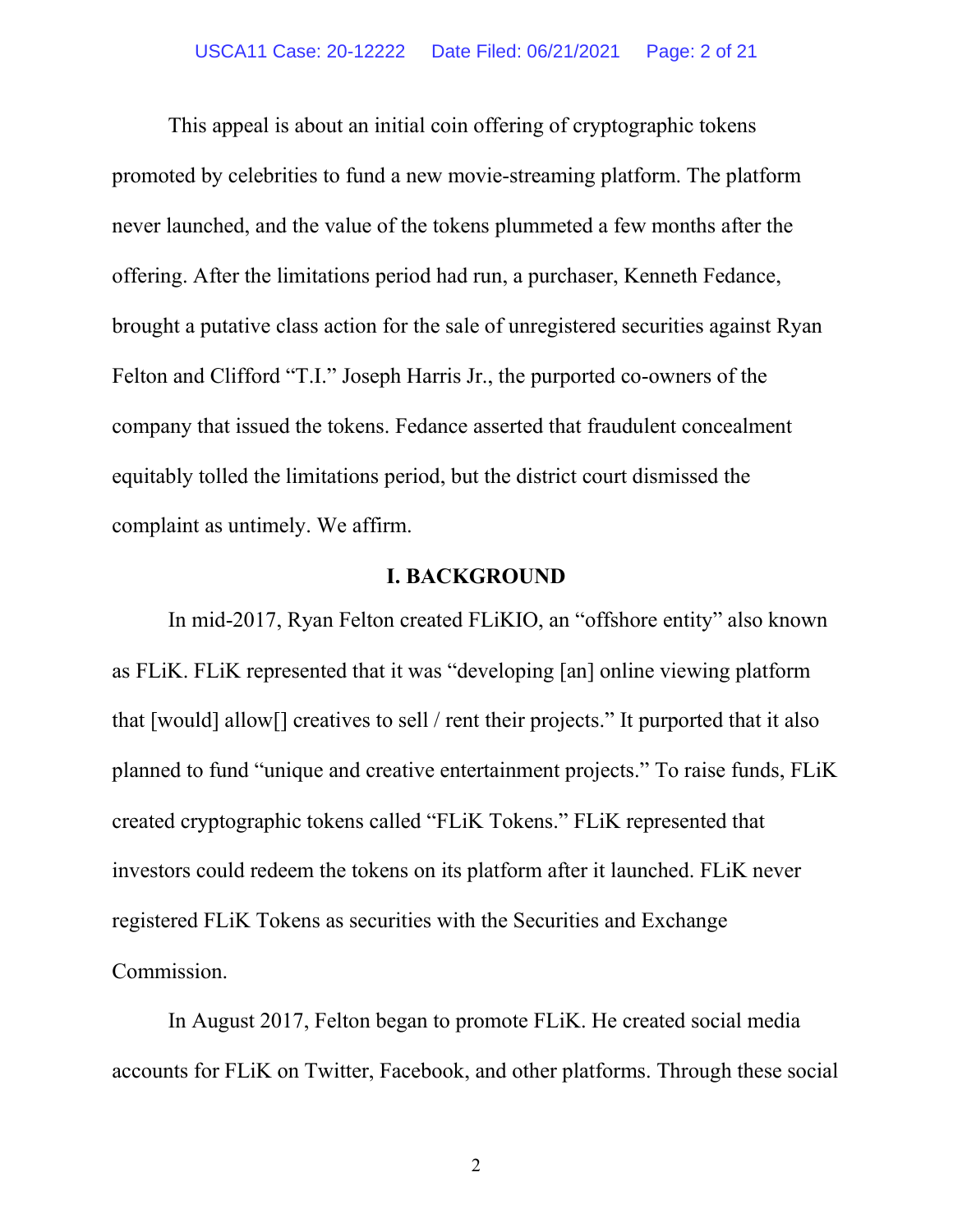This appeal is about an initial coin offering of cryptographic tokens promoted by celebrities to fund a new movie-streaming platform. The platform never launched, and the value of the tokens plummeted a few months after the offering. After the limitations period had run, a purchaser, Kenneth Fedance, brought a putative class action for the sale of unregistered securities against Ryan Felton and Clifford "T.I." Joseph Harris Jr., the purported co-owners of the company that issued the tokens. Fedance asserted that fraudulent concealment equitably tolled the limitations period, but the district court dismissed the complaint as untimely. We affirm.

## I. BACKGROUND

In mid-2017, Ryan Felton created FLiKIO, an "offshore entity" also known as FLiK. FLiK represented that it was "developing [an] online viewing platform that [would] allow[] creatives to sell / rent their projects." It purported that it also planned to fund "unique and creative entertainment projects." To raise funds, FLiK created cryptographic tokens called "FLiK Tokens." FLiK represented that investors could redeem the tokens on its platform after it launched. FLiK never registered FLiK Tokens as securities with the Securities and Exchange Commission.

In August 2017, Felton began to promote FLiK. He created social media accounts for FLiK on Twitter, Facebook, and other platforms. Through these social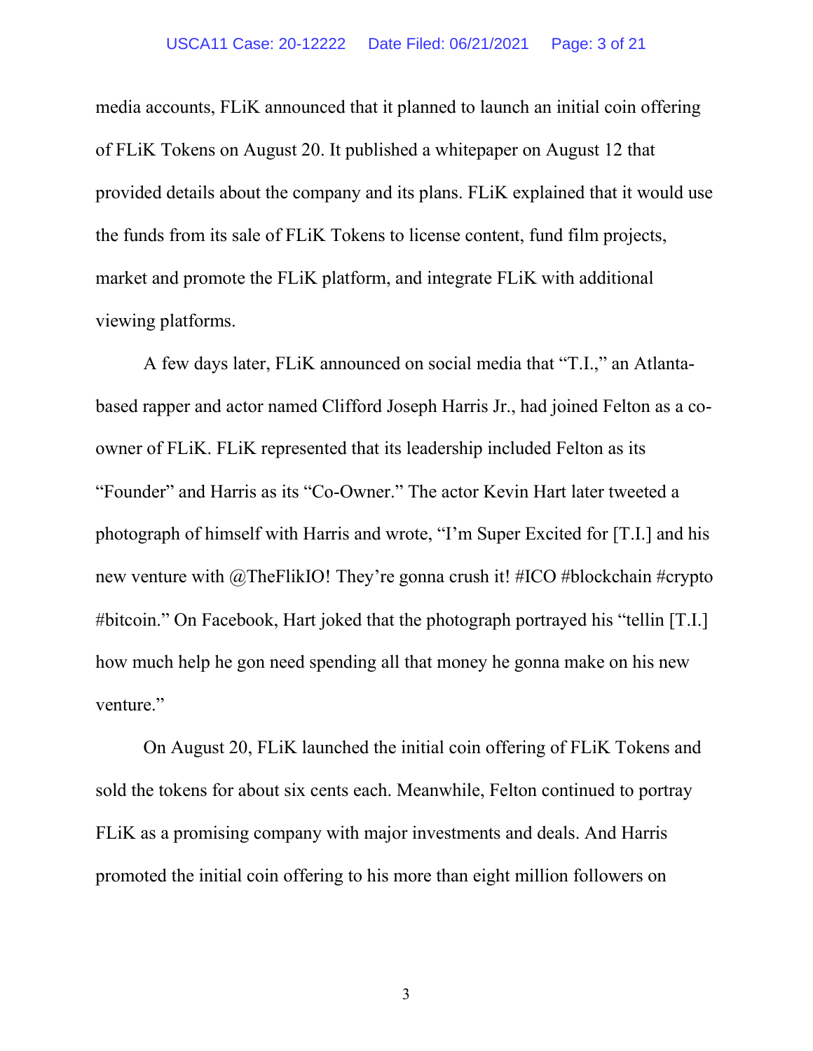media accounts, FLiK announced that it planned to launch an initial coin offering of FLiK Tokens on August 20. It published a whitepaper on August 12 that provided details about the company and its plans. FLiK explained that it would use the funds from its sale of FLiK Tokens to license content, fund film projects, market and promote the FLiK platform, and integrate FLiK with additional viewing platforms.

A few days later, FLiK announced on social media that "T.I.," an Atlanta-based rapper and actor named Clifford Joseph Harris Jr., had joined Felton as a co-owner of FLiK. FLiK represented that its leadership included Felton as its "Founder" and Harris as its "Co-Owner." The actor Kevin Hart later tweeted a photograph of himself with Harris and wrote, "I'm Super Excited for [T.I.] and his new venture with @TheFlikIO! They're gonna crush it! #ICO #blockchain #crypto #bitcoin." On Facebook, Hart joked that the photograph portrayed his "tellin [T.I.] how much help he gon need spending all that money he gonna make on his new venture."

On August 20, FLiK launched the initial coin offering of FLiK Tokens and sold the tokens for about six cents each. Meanwhile, Felton continued to portray FLiK as a promising company with major investments and deals. And Harris promoted the initial coin offering to his more than eight million followers on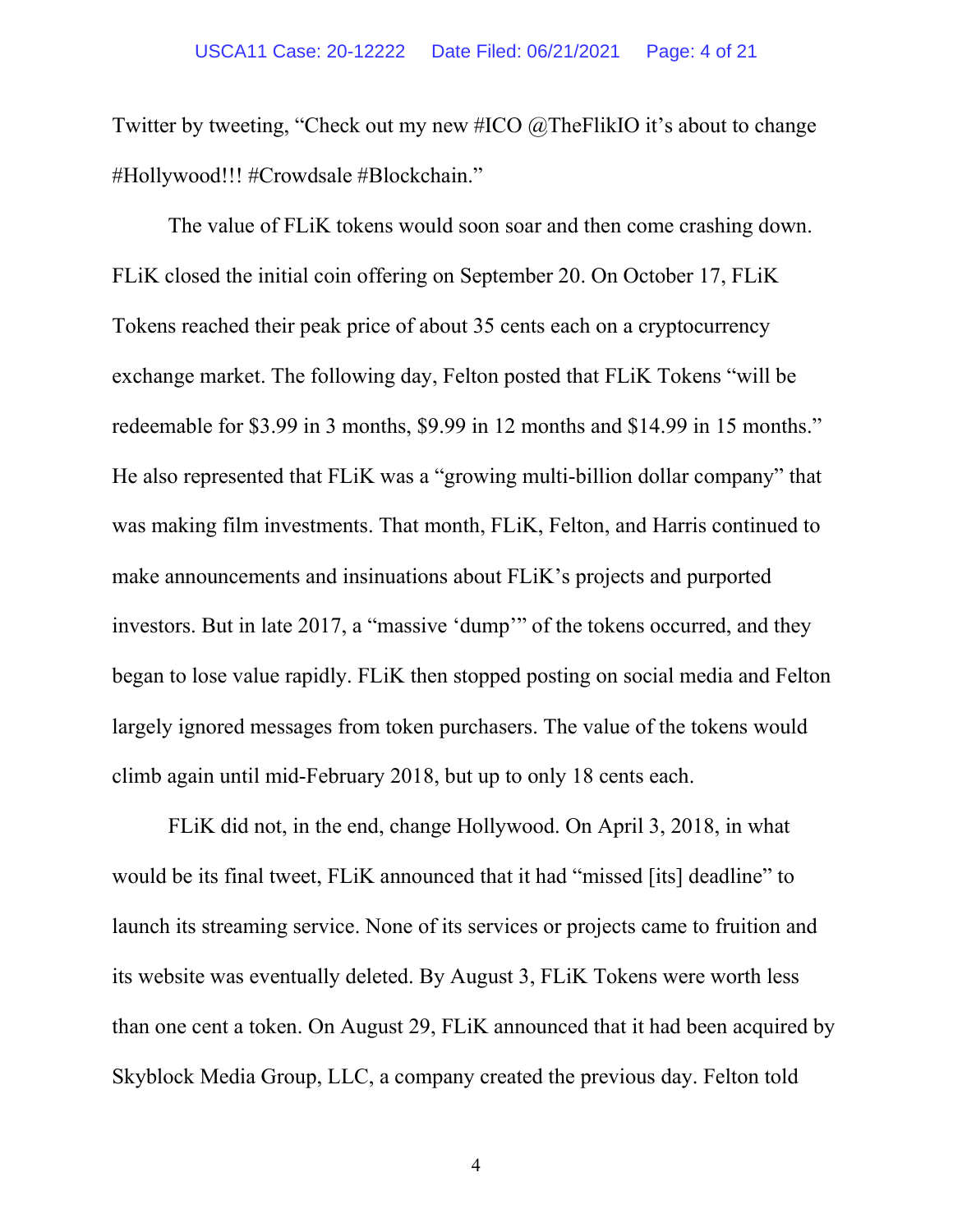Twitter by tweeting, "Check out my new #ICO @TheFlikIO it's about to change #Hollywood!!! #Crowdsale #Blockchain."

The value of FLiK tokens would soon soar and then come crashing down. FLiK closed the initial coin offering on September 20. On October 17, FLiK Tokens reached their peak price of about 35 cents each on a cryptocurrency exchange market. The following day, Felton posted that FLiK Tokens "will be redeemable for $3.99 in 3 months, $9.99 in 12 months and $14.99 in 15 months." He also represented that FLiK was a "growing multi-billion dollar company" that was making film investments. That month, FLiK, Felton, and Harris continued to make announcements and insinuations about FLiK's projects and purported investors. But in late 2017, a "massive 'dump'" of the tokens occurred, and they began to lose value rapidly. FLiK then stopped posting on social media and Felton largely ignored messages from token purchasers. The value of the tokens would climb again until mid-February 2018, but up to only 18 cents each.

FLiK did not, in the end, change Hollywood. On April 3, 2018, in what would be its final tweet, FLiK announced that it had "missed [its] deadline" to launch its streaming service. None of its services or projects came to fruition and its website was eventually deleted. By August 3, FLiK Tokens were worth less than one cent a token. On August 29, FLiK announced that it had been acquired by Skyblock Media Group, LLC, a company created the previous day. Felton told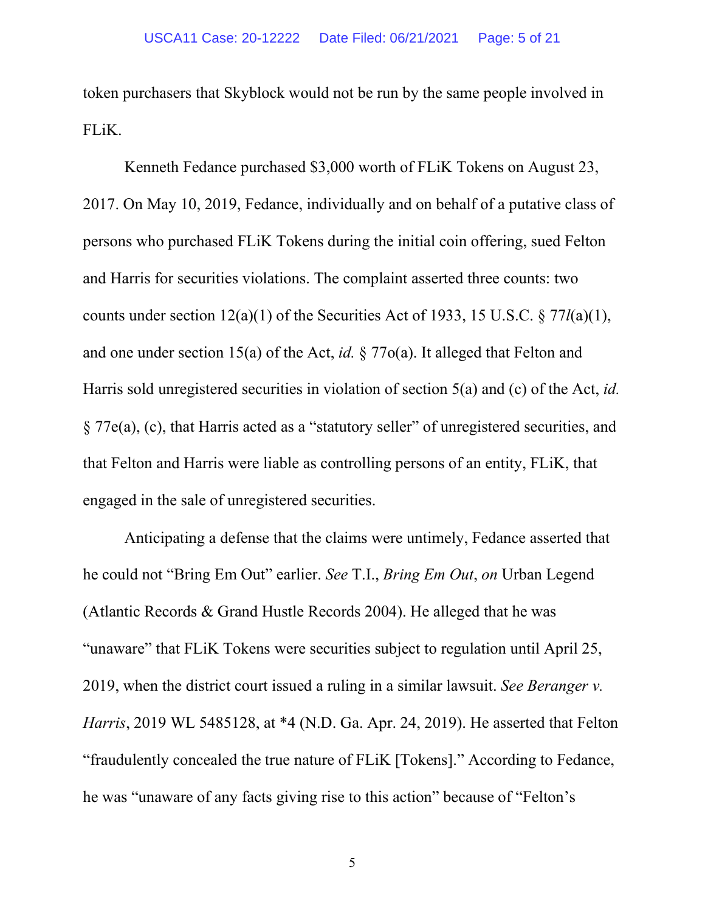token purchasers that Skyblock would not be run by the same people involved in FLiK.

Kenneth Fedance purchased $3,000 worth of FLiK Tokens on August 23, 2017. On May 10, 2019, Fedance, individually and on behalf of a putative class of persons who purchased FLiK Tokens during the initial coin offering, sued Felton and Harris for securities violations. The complaint asserted three counts: two counts under section 12(a)(1) of the Securities Act of 1933, 15 U.S.C. § 77*l*(a)(1), and one under section 15(a) of the Act, *id.* § 77o(a). It alleged that Felton and Harris sold unregistered securities in violation of section 5(a) and (c) of the Act, *id.* § 77e(a), (c), that Harris acted as a "statutory seller" of unregistered securities, and that Felton and Harris were liable as controlling persons of an entity, FLiK, that engaged in the sale of unregistered securities.

Anticipating a defense that the claims were untimely, Fedance asserted that he could not "Bring Em Out" earlier. *See* T.I., *Bring Em Out*, *on* Urban Legend (Atlantic Records & Grand Hustle Records 2004). He alleged that he was "unaware" that FLiK Tokens were securities subject to regulation until April 25, 2019, when the district court issued a ruling in a similar lawsuit. *See Beranger v. Harris*, 2019 WL 5485128, at *4 (N.D. Ga. Apr. 24, 2019). He asserted that Felton "fraudulently concealed the true nature of FLiK [Tokens]." According to Fedance, he was "unaware of any facts giving rise to this action" because of "Felton's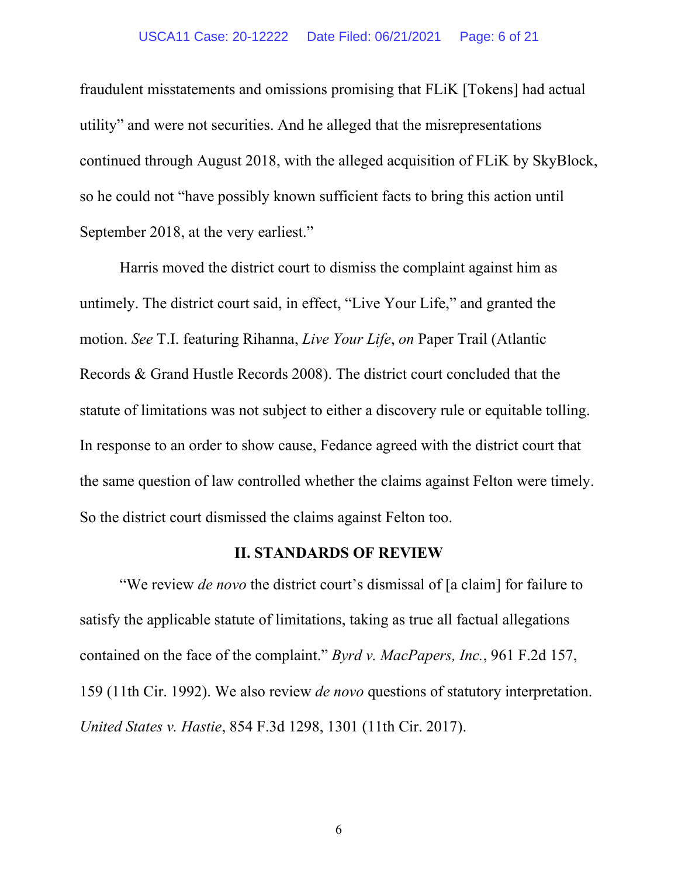fraudulent misstatements and omissions promising that FLiK [Tokens] had actual utility" and were not securities. And he alleged that the misrepresentations continued through August 2018, with the alleged acquisition of FLiK by SkyBlock, so he could not "have possibly known sufficient facts to bring this action until September 2018, at the very earliest."

Harris moved the district court to dismiss the complaint against him as untimely. The district court said, in effect, "Live Your Life," and granted the motion. *See* T.I. featuring Rihanna, *Live Your Life*, *on* Paper Trail (Atlantic Records & Grand Hustle Records 2008). The district court concluded that the statute of limitations was not subject to either a discovery rule or equitable tolling. In response to an order to show cause, Fedance agreed with the district court that the same question of law controlled whether the claims against Felton were timely. So the district court dismissed the claims against Felton too.

## II. STANDARDS OF REVIEW

"We review *de novo* the district court's dismissal of [a claim] for failure to satisfy the applicable statute of limitations, taking as true all factual allegations contained on the face of the complaint." *Byrd v. MacPapers, Inc.*, 961 F.2d 157, 159 (11th Cir. 1992). We also review *de novo* questions of statutory interpretation. *United States v. Hastie*, 854 F.3d 1298, 1301 (11th Cir. 2017).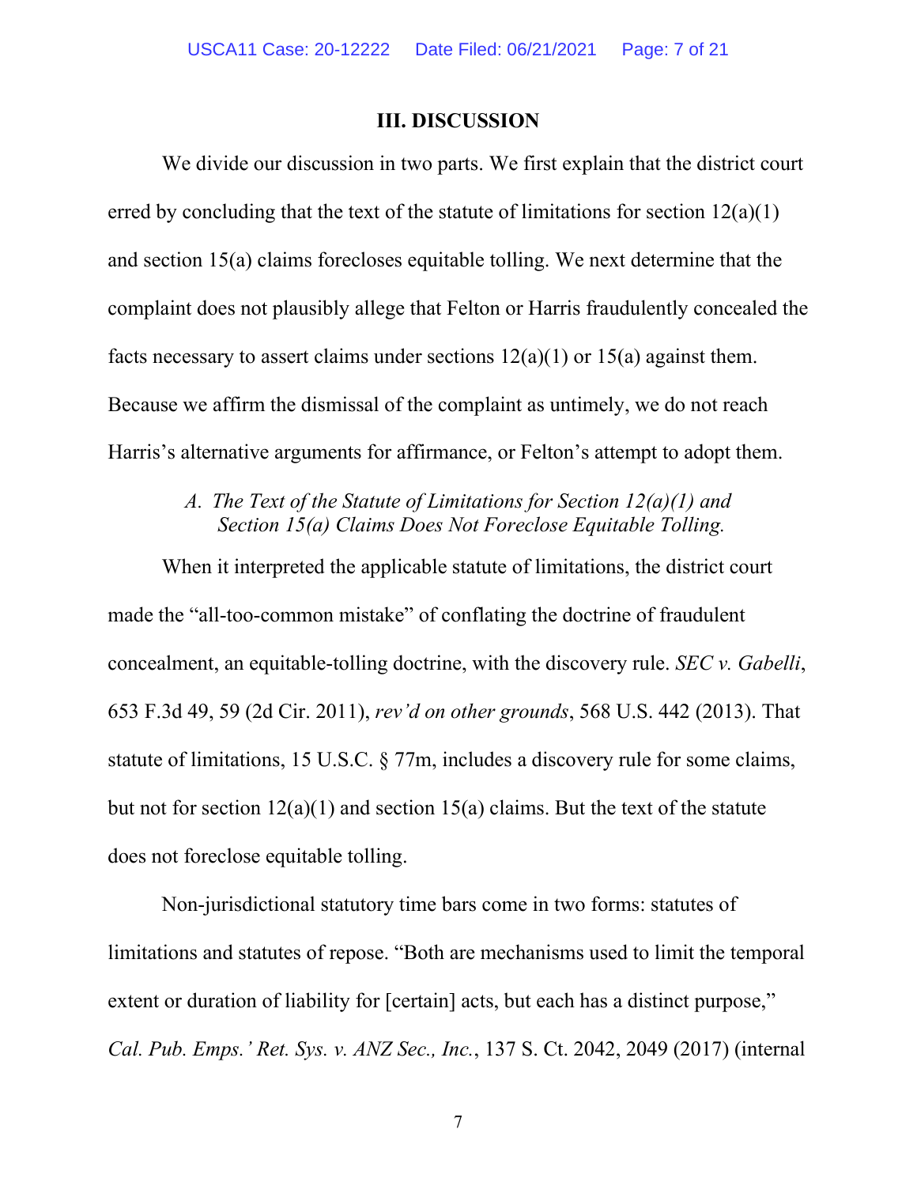## III. DISCUSSION

We divide our discussion in two parts. We first explain that the district court erred by concluding that the text of the statute of limitations for section 12(a)(1) and section 15(a) claims forecloses equitable tolling. We next determine that the complaint does not plausibly allege that Felton or Harris fraudulently concealed the facts necessary to assert claims under sections 12(a)(1) or 15(a) against them. Because we affirm the dismissal of the complaint as untimely, we do not reach Harris's alternative arguments for affirmance, or Felton's attempt to adopt them.

### *A. The Text of the Statute of Limitations for Section 12(a)(1) and Section 15(a) Claims Does Not Foreclose Equitable Tolling.*

When it interpreted the applicable statute of limitations, the district court made the "all-too-common mistake" of conflating the doctrine of fraudulent concealment, an equitable-tolling doctrine, with the discovery rule. *SEC v. Gabelli*, 653 F.3d 49, 59 (2d Cir. 2011), *rev'd on other grounds*, 568 U.S. 442 (2013). That statute of limitations, 15 U.S.C. § 77m, includes a discovery rule for some claims, but not for section 12(a)(1) and section 15(a) claims. But the text of the statute does not foreclose equitable tolling.

Non-jurisdictional statutory time bars come in two forms: statutes of limitations and statutes of repose. "Both are mechanisms used to limit the temporal extent or duration of liability for [certain] acts, but each has a distinct purpose," *Cal. Pub. Emps.' Ret. Sys. v. ANZ Sec., Inc.*, 137 S. Ct. 2042, 2049 (2017) (internal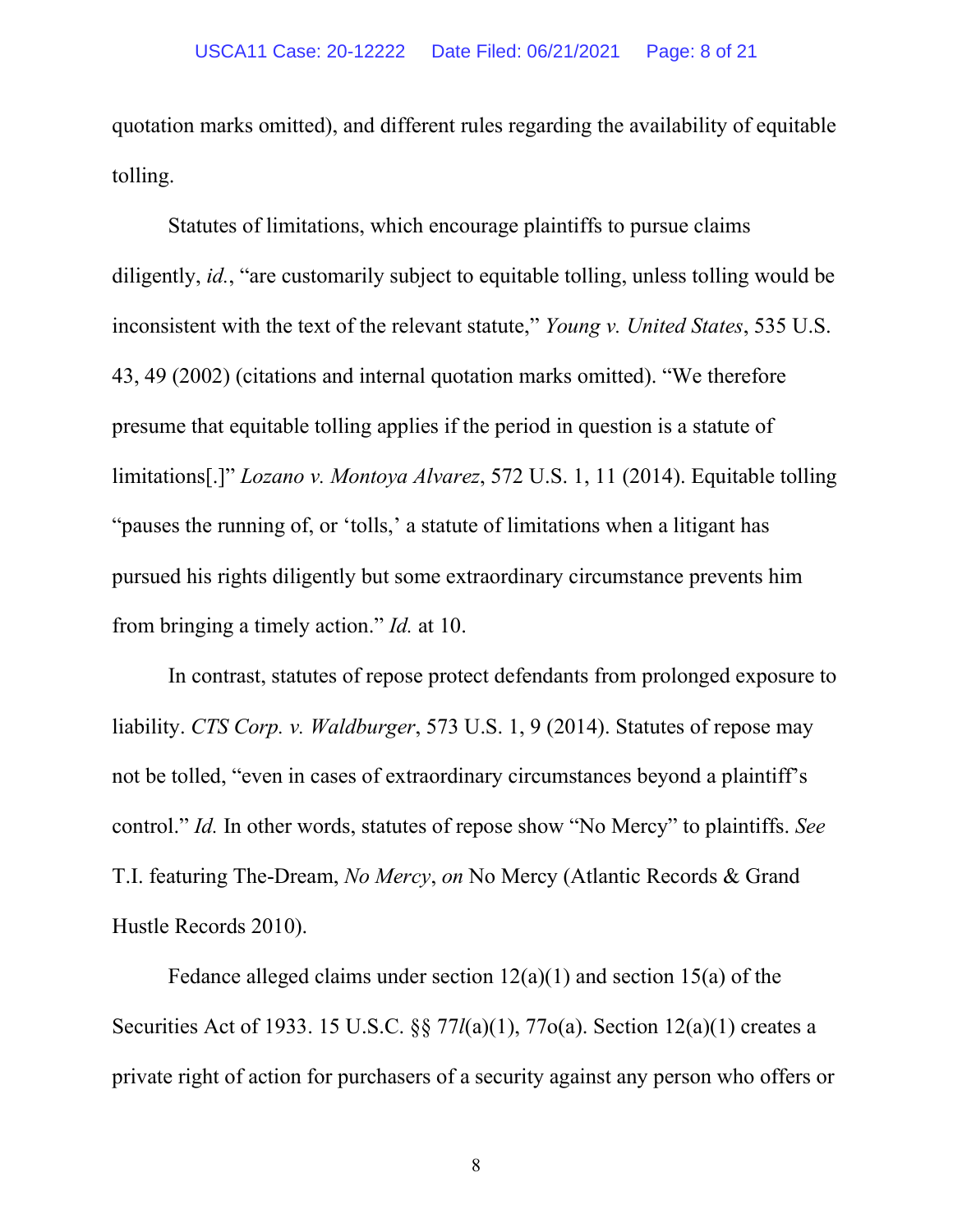quotation marks omitted), and different rules regarding the availability of equitable tolling.

Statutes of limitations, which encourage plaintiffs to pursue claims diligently, *id.*, "are customarily subject to equitable tolling, unless tolling would be inconsistent with the text of the relevant statute," *Young v. United States*, 535 U.S. 43, 49 (2002) (citations and internal quotation marks omitted). "We therefore presume that equitable tolling applies if the period in question is a statute of limitations[.]" *Lozano v. Montoya Alvarez*, 572 U.S. 1, 11 (2014). Equitable tolling "pauses the running of, or 'tolls,' a statute of limitations when a litigant has pursued his rights diligently but some extraordinary circumstance prevents him from bringing a timely action." *Id.* at 10.

In contrast, statutes of repose protect defendants from prolonged exposure to liability. *CTS Corp. v. Waldburger*, 573 U.S. 1, 9 (2014). Statutes of repose may not be tolled, "even in cases of extraordinary circumstances beyond a plaintiff's control." *Id.* In other words, statutes of repose show "No Mercy" to plaintiffs. *See* T.I. featuring The-Dream, *No Mercy*, *on* No Mercy (Atlantic Records & Grand Hustle Records 2010).

Fedance alleged claims under section 12(a)(1) and section 15(a) of the Securities Act of 1933. 15 U.S.C. §§ 77*l*(a)(1), 77o(a). Section 12(a)(1) creates a private right of action for purchasers of a security against any person who offers or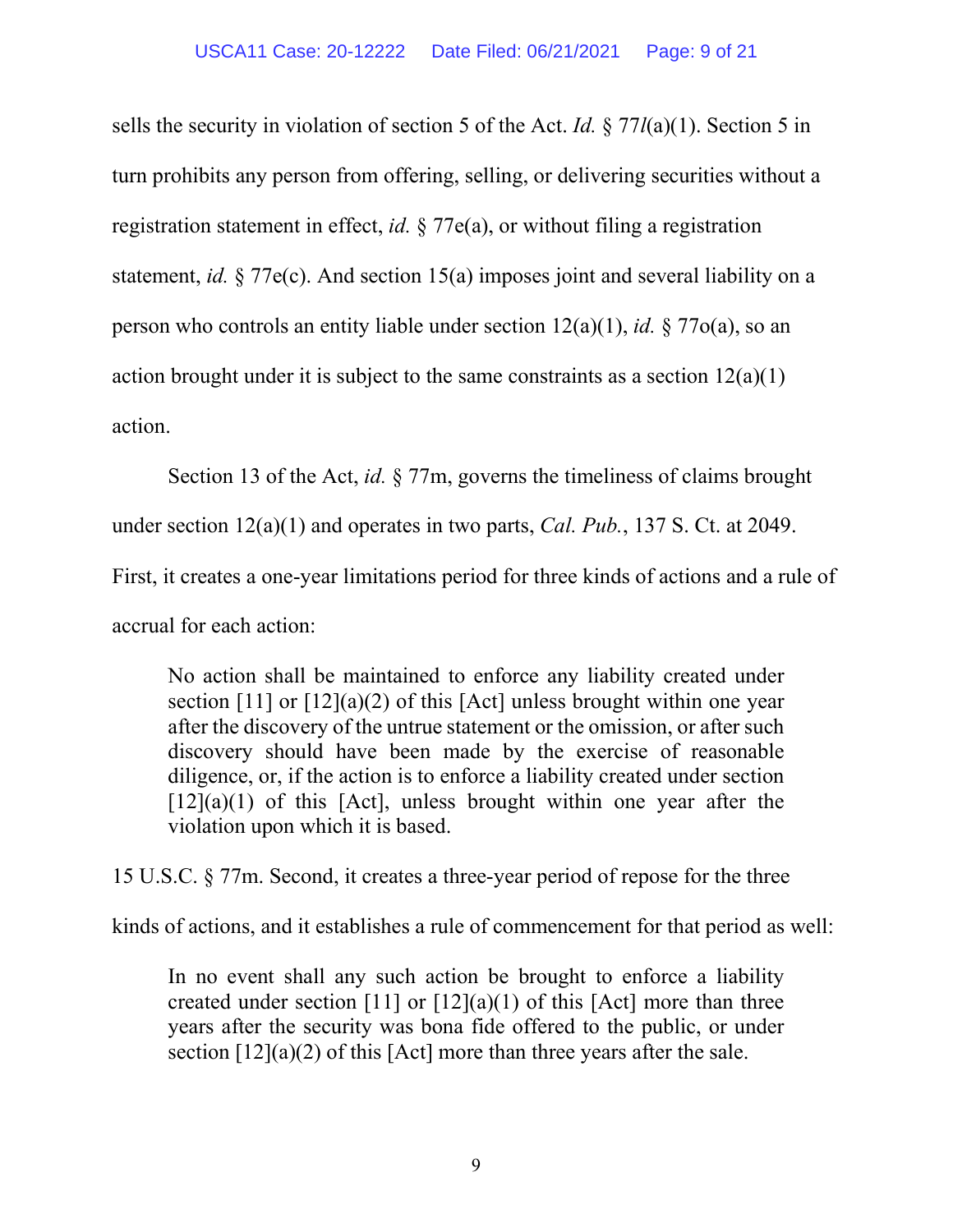sells the security in violation of section 5 of the Act. *Id.* § 77*l*(a)(1). Section 5 in turn prohibits any person from offering, selling, or delivering securities without a registration statement in effect, *id.* § 77e(a), or without filing a registration statement, *id.* § 77e(c). And section 15(a) imposes joint and several liability on a person who controls an entity liable under section 12(a)(1), *id.* § 77o(a), so an action brought under it is subject to the same constraints as a section 12(a)(1) action.

Section 13 of the Act, *id.* § 77m, governs the timeliness of claims brought under section 12(a)(1) and operates in two parts, *Cal. Pub.*, 137 S. Ct. at 2049. First, it creates a one-year limitations period for three kinds of actions and a rule of accrual for each action:

> No action shall be maintained to enforce any liability created under section [11] or [12](a)(2) of this [Act] unless brought within one year after the discovery of the untrue statement or the omission, or after such discovery should have been made by the exercise of reasonable diligence, or, if the action is to enforce a liability created under section [12](a)(1) of this [Act], unless brought within one year after the violation upon which it is based.

15 U.S.C. § 77m. Second, it creates a three-year period of repose for the three kinds of actions, and it establishes a rule of commencement for that period as well:

> In no event shall any such action be brought to enforce a liability created under section [11] or [12](a)(1) of this [Act] more than three years after the security was bona fide offered to the public, or under section [12](a)(2) of this [Act] more than three years after the sale.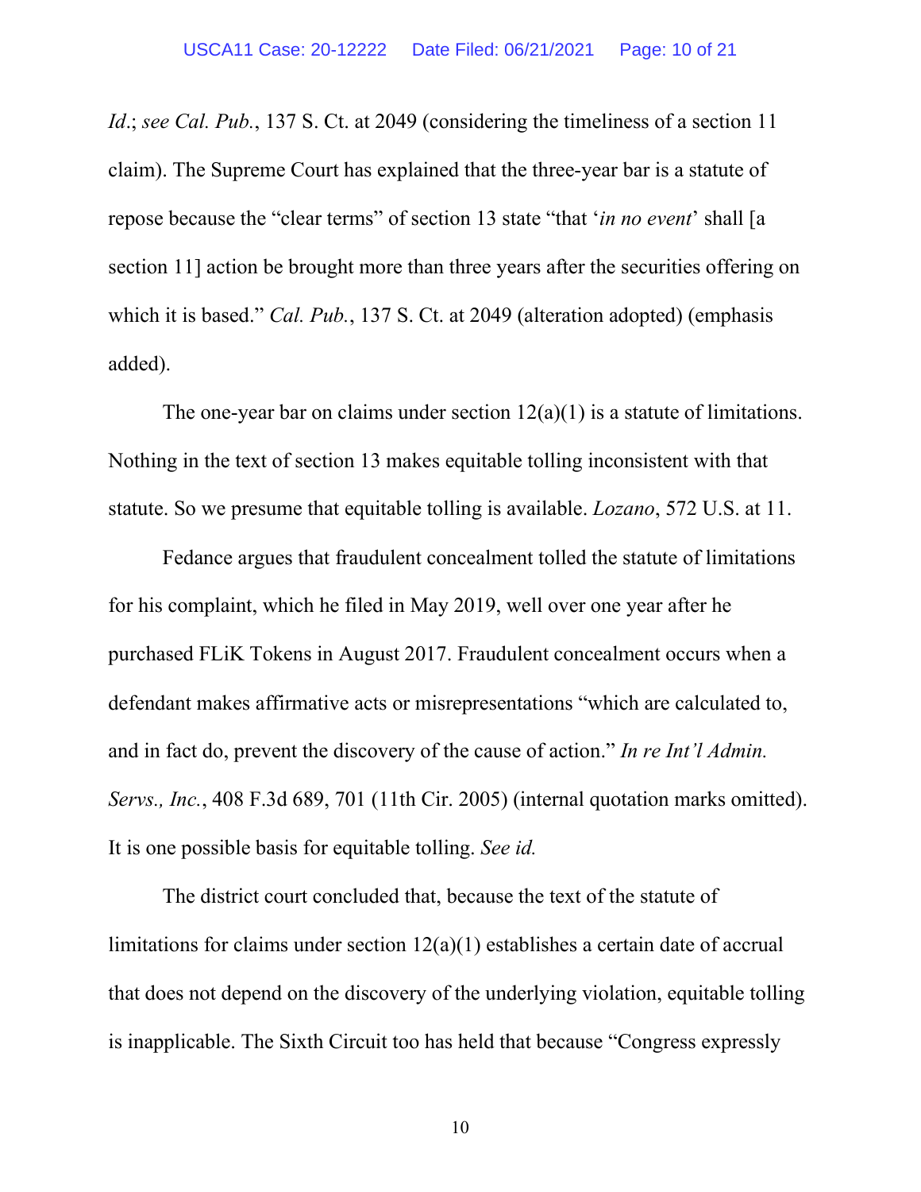*Id*.; *see Cal. Pub.*, 137 S. Ct. at 2049 (considering the timeliness of a section 11 claim). The Supreme Court has explained that the three-year bar is a statute of repose because the "clear terms" of section 13 state "that '*in no event*' shall [a section 11] action be brought more than three years after the securities offering on which it is based." *Cal. Pub.*, 137 S. Ct. at 2049 (alteration adopted) (emphasis added).

The one-year bar on claims under section 12(a)(1) is a statute of limitations. Nothing in the text of section 13 makes equitable tolling inconsistent with that statute. So we presume that equitable tolling is available. *Lozano*, 572 U.S. at 11.

Fedance argues that fraudulent concealment tolled the statute of limitations for his complaint, which he filed in May 2019, well over one year after he purchased FLiK Tokens in August 2017. Fraudulent concealment occurs when a defendant makes affirmative acts or misrepresentations "which are calculated to, and in fact do, prevent the discovery of the cause of action." *In re Int'l Admin. Servs., Inc.*, 408 F.3d 689, 701 (11th Cir. 2005) (internal quotation marks omitted). It is one possible basis for equitable tolling. *See id.*

The district court concluded that, because the text of the statute of limitations for claims under section 12(a)(1) establishes a certain date of accrual that does not depend on the discovery of the underlying violation, equitable tolling is inapplicable. The Sixth Circuit too has held that because "Congress expressly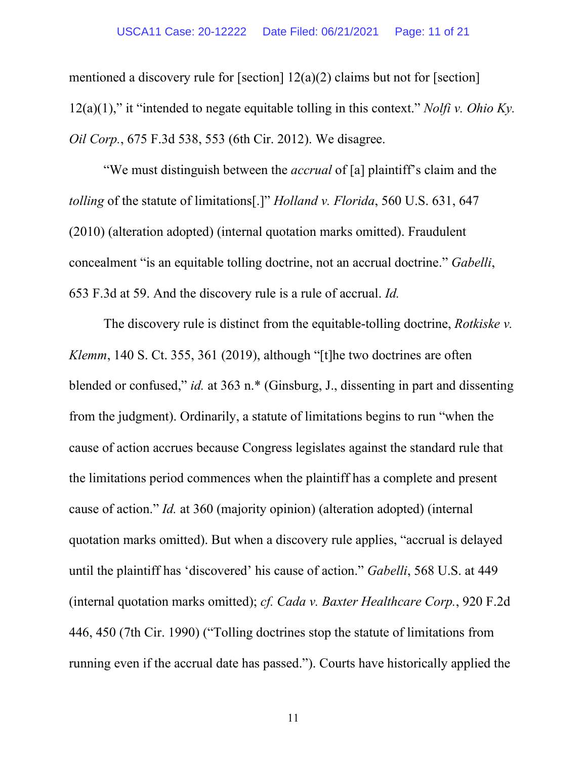mentioned a discovery rule for [section] 12(a)(2) claims but not for [section] 12(a)(1)," it "intended to negate equitable tolling in this context." *Nolfi v. Ohio Ky. Oil Corp.*, 675 F.3d 538, 553 (6th Cir. 2012). We disagree.

"We must distinguish between the *accrual* of [a] plaintiff's claim and the *tolling* of the statute of limitations[.]" *Holland v. Florida*, 560 U.S. 631, 647 (2010) (alteration adopted) (internal quotation marks omitted). Fraudulent concealment "is an equitable tolling doctrine, not an accrual doctrine." *Gabelli*, 653 F.3d at 59. And the discovery rule is a rule of accrual. *Id.*

The discovery rule is distinct from the equitable-tolling doctrine, *Rotkiske v. Klemm*, 140 S. Ct. 355, 361 (2019), although "[t]he two doctrines are often blended or confused," *id.* at 363 n.* (Ginsburg, J., dissenting in part and dissenting from the judgment). Ordinarily, a statute of limitations begins to run "when the cause of action accrues because Congress legislates against the standard rule that the limitations period commences when the plaintiff has a complete and present cause of action." *Id.* at 360 (majority opinion) (alteration adopted) (internal quotation marks omitted). But when a discovery rule applies, "accrual is delayed until the plaintiff has 'discovered' his cause of action." *Gabelli*, 568 U.S. at 449 (internal quotation marks omitted); *cf. Cada v. Baxter Healthcare Corp.*, 920 F.2d 446, 450 (7th Cir. 1990) ("Tolling doctrines stop the statute of limitations from running even if the accrual date has passed."). Courts have historically applied the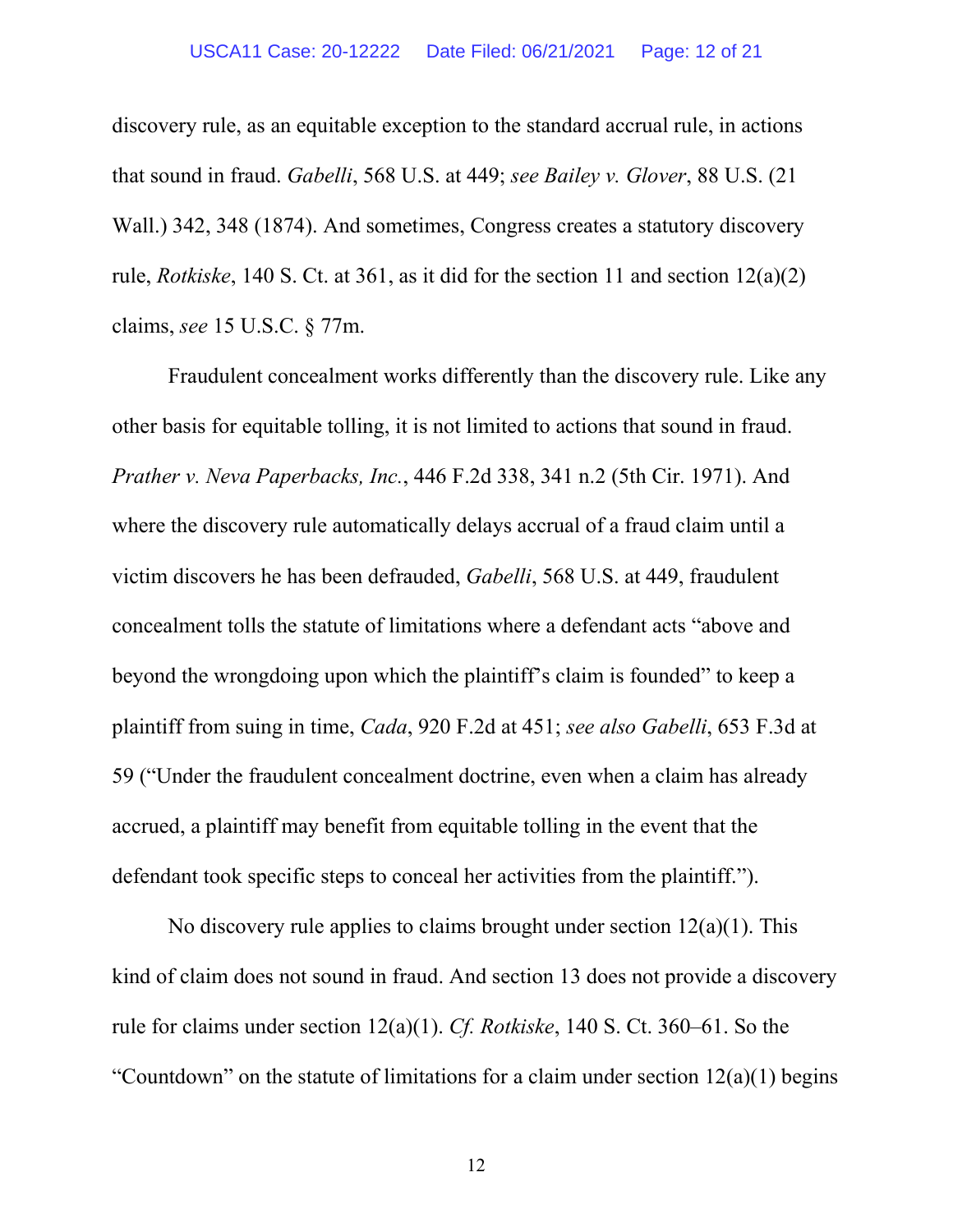discovery rule, as an equitable exception to the standard accrual rule, in actions that sound in fraud. *Gabelli*, 568 U.S. at 449; *see Bailey v. Glover*, 88 U.S. (21 Wall.) 342, 348 (1874). And sometimes, Congress creates a statutory discovery rule, *Rotkiske*, 140 S. Ct. at 361, as it did for the section 11 and section 12(a)(2) claims, *see* 15 U.S.C. § 77m.

Fraudulent concealment works differently than the discovery rule. Like any other basis for equitable tolling, it is not limited to actions that sound in fraud. *Prather v. Neva Paperbacks, Inc.*, 446 F.2d 338, 341 n.2 (5th Cir. 1971). And where the discovery rule automatically delays accrual of a fraud claim until a victim discovers he has been defrauded, *Gabelli*, 568 U.S. at 449, fraudulent concealment tolls the statute of limitations where a defendant acts "above and beyond the wrongdoing upon which the plaintiff's claim is founded" to keep a plaintiff from suing in time, *Cada*, 920 F.2d at 451; *see also Gabelli*, 653 F.3d at 59 ("Under the fraudulent concealment doctrine, even when a claim has already accrued, a plaintiff may benefit from equitable tolling in the event that the defendant took specific steps to conceal her activities from the plaintiff.").

No discovery rule applies to claims brought under section 12(a)(1). This kind of claim does not sound in fraud. And section 13 does not provide a discovery rule for claims under section 12(a)(1). *Cf. Rotkiske*, 140 S. Ct. 360–61. So the "Countdown" on the statute of limitations for a claim under section 12(a)(1) begins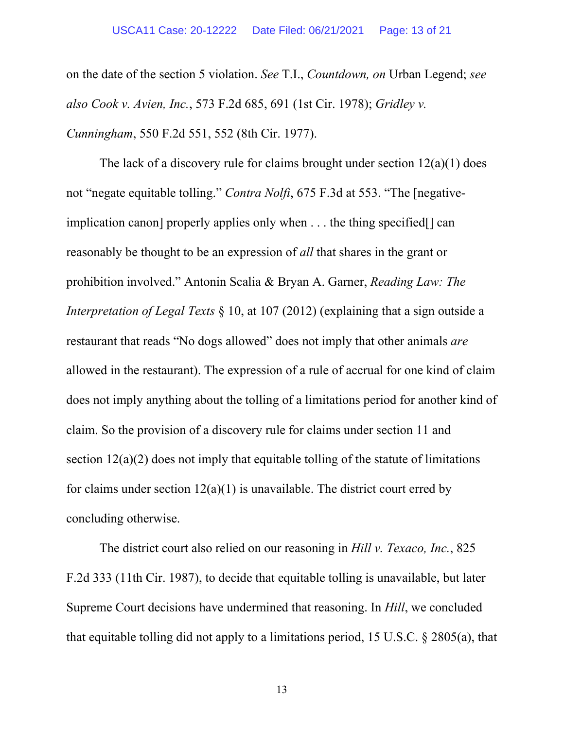on the date of the section 5 violation. *See* T.I., *Countdown, on* Urban Legend; *see also Cook v. Avien, Inc.*, 573 F.2d 685, 691 (1st Cir. 1978); *Gridley v. Cunningham*, 550 F.2d 551, 552 (8th Cir. 1977).

The lack of a discovery rule for claims brought under section 12(a)(1) does not "negate equitable tolling." *Contra Nolfi*, 675 F.3d at 553. "The [negative-implication canon] properly applies only when . . . the thing specified[] can reasonably be thought to be an expression of *all* that shares in the grant or prohibition involved." Antonin Scalia & Bryan A. Garner, *Reading Law: The Interpretation of Legal Texts* § 10, at 107 (2012) (explaining that a sign outside a restaurant that reads "No dogs allowed" does not imply that other animals *are* allowed in the restaurant). The expression of a rule of accrual for one kind of claim does not imply anything about the tolling of a limitations period for another kind of claim. So the provision of a discovery rule for claims under section 11 and section 12(a)(2) does not imply that equitable tolling of the statute of limitations for claims under section 12(a)(1) is unavailable. The district court erred by concluding otherwise.

The district court also relied on our reasoning in *Hill v. Texaco, Inc.*, 825 F.2d 333 (11th Cir. 1987), to decide that equitable tolling is unavailable, but later Supreme Court decisions have undermined that reasoning. In *Hill*, we concluded that equitable tolling did not apply to a limitations period, 15 U.S.C. § 2805(a), that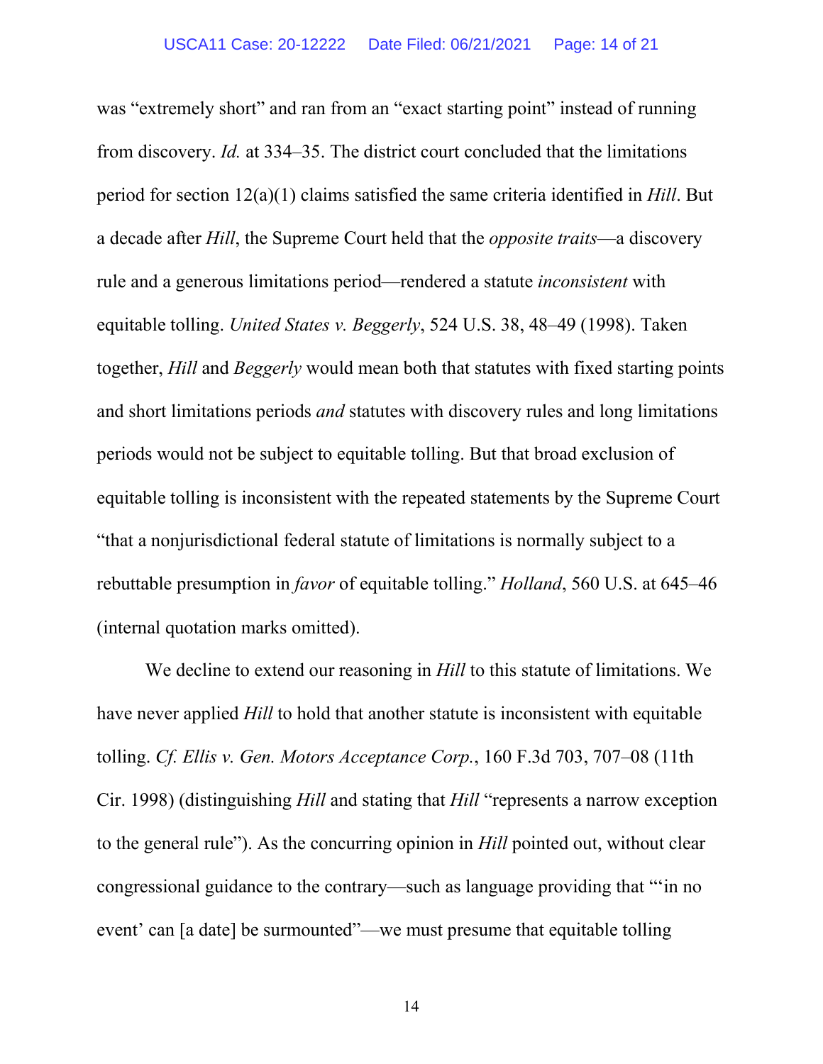was "extremely short" and ran from an "exact starting point" instead of running from discovery. *Id.* at 334–35. The district court concluded that the limitations period for section 12(a)(1) claims satisfied the same criteria identified in *Hill*. But a decade after *Hill*, the Supreme Court held that the *opposite traits*—a discovery rule and a generous limitations period—rendered a statute *inconsistent* with equitable tolling. *United States v. Beggerly*, 524 U.S. 38, 48–49 (1998). Taken together, *Hill* and *Beggerly* would mean both that statutes with fixed starting points and short limitations periods *and* statutes with discovery rules and long limitations periods would not be subject to equitable tolling. But that broad exclusion of equitable tolling is inconsistent with the repeated statements by the Supreme Court "that a nonjurisdictional federal statute of limitations is normally subject to a rebuttable presumption in *favor* of equitable tolling." *Holland*, 560 U.S. at 645–46 (internal quotation marks omitted).

We decline to extend our reasoning in *Hill* to this statute of limitations. We have never applied *Hill* to hold that another statute is inconsistent with equitable tolling. *Cf. Ellis v. Gen. Motors Acceptance Corp.*, 160 F.3d 703, 707–08 (11th Cir. 1998) (distinguishing *Hill* and stating that *Hill* "represents a narrow exception to the general rule"). As the concurring opinion in *Hill* pointed out, without clear congressional guidance to the contrary—such as language providing that "'in no event' can [a date] be surmounted"—we must presume that equitable tolling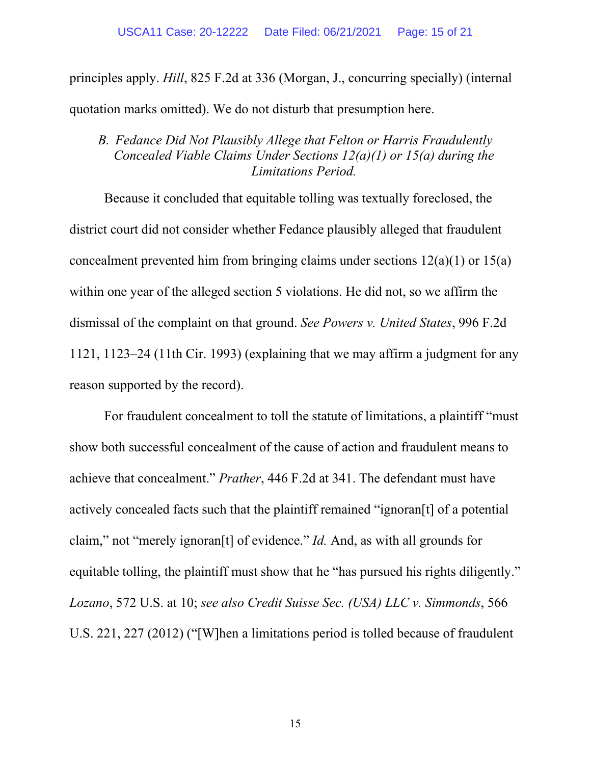principles apply. *Hill*, 825 F.2d at 336 (Morgan, J., concurring specially) (internal quotation marks omitted). We do not disturb that presumption here.

### *B. Fedance Did Not Plausibly Allege that Felton or Harris Fraudulently Concealed Viable Claims Under Sections 12(a)(1) or 15(a) during the Limitations Period.*

Because it concluded that equitable tolling was textually foreclosed, the district court did not consider whether Fedance plausibly alleged that fraudulent concealment prevented him from bringing claims under sections 12(a)(1) or 15(a) within one year of the alleged section 5 violations. He did not, so we affirm the dismissal of the complaint on that ground. *See Powers v. United States*, 996 F.2d 1121, 1123–24 (11th Cir. 1993) (explaining that we may affirm a judgment for any reason supported by the record).

For fraudulent concealment to toll the statute of limitations, a plaintiff "must show both successful concealment of the cause of action and fraudulent means to achieve that concealment." *Prather*, 446 F.2d at 341. The defendant must have actively concealed facts such that the plaintiff remained "ignoran[t] of a potential claim," not "merely ignoran[t] of evidence." *Id.* And, as with all grounds for equitable tolling, the plaintiff must show that he "has pursued his rights diligently." *Lozano*, 572 U.S. at 10; *see also Credit Suisse Sec. (USA) LLC v. Simmonds*, 566 U.S. 221, 227 (2012) ("[W]hen a limitations period is tolled because of fraudulent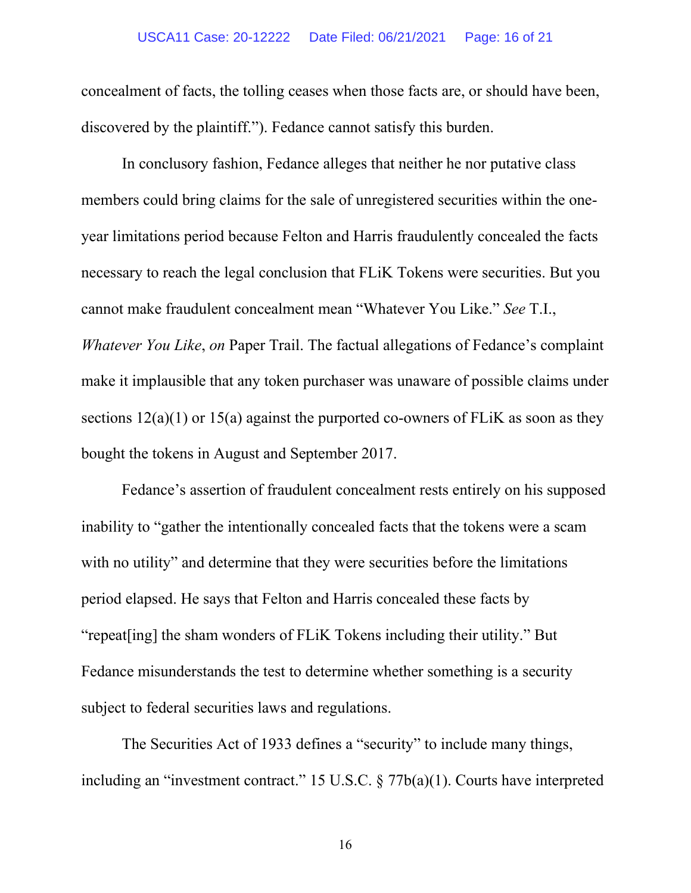concealment of facts, the tolling ceases when those facts are, or should have been, discovered by the plaintiff."). Fedance cannot satisfy this burden.

In conclusory fashion, Fedance alleges that neither he nor putative class members could bring claims for the sale of unregistered securities within the one-year limitations period because Felton and Harris fraudulently concealed the facts necessary to reach the legal conclusion that FLiK Tokens were securities. But you cannot make fraudulent concealment mean "Whatever You Like." *See* T.I., *Whatever You Like*, *on* Paper Trail. The factual allegations of Fedance's complaint make it implausible that any token purchaser was unaware of possible claims under sections 12(a)(1) or 15(a) against the purported co-owners of FLiK as soon as they bought the tokens in August and September 2017.

Fedance's assertion of fraudulent concealment rests entirely on his supposed inability to "gather the intentionally concealed facts that the tokens were a scam with no utility" and determine that they were securities before the limitations period elapsed. He says that Felton and Harris concealed these facts by "repeat[ing] the sham wonders of FLiK Tokens including their utility." But Fedance misunderstands the test to determine whether something is a security subject to federal securities laws and regulations.

The Securities Act of 1933 defines a "security" to include many things, including an "investment contract." 15 U.S.C. § 77b(a)(1). Courts have interpreted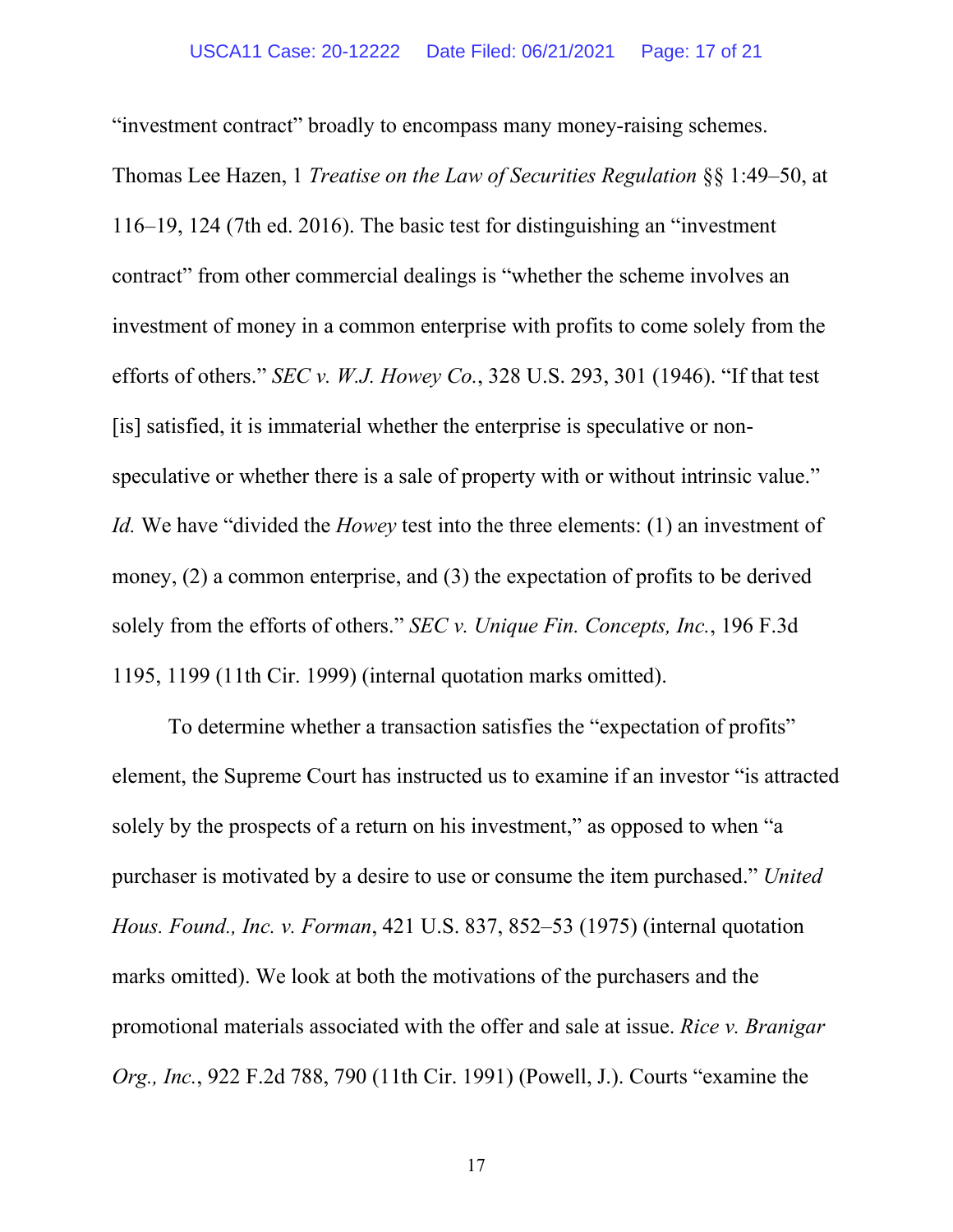"investment contract" broadly to encompass many money-raising schemes. Thomas Lee Hazen, 1 *Treatise on the Law of Securities Regulation* §§ 1:49–50, at 116–19, 124 (7th ed. 2016). The basic test for distinguishing an "investment contract" from other commercial dealings is "whether the scheme involves an investment of money in a common enterprise with profits to come solely from the efforts of others." *SEC v. W.J. Howey Co.*, 328 U.S. 293, 301 (1946). "If that test [is] satisfied, it is immaterial whether the enterprise is speculative or non-speculative or whether there is a sale of property with or without intrinsic value." *Id.* We have "divided the *Howey* test into the three elements: (1) an investment of money, (2) a common enterprise, and (3) the expectation of profits to be derived solely from the efforts of others." *SEC v. Unique Fin. Concepts, Inc.*, 196 F.3d 1195, 1199 (11th Cir. 1999) (internal quotation marks omitted).

To determine whether a transaction satisfies the "expectation of profits" element, the Supreme Court has instructed us to examine if an investor "is attracted solely by the prospects of a return on his investment," as opposed to when "a purchaser is motivated by a desire to use or consume the item purchased." *United Hous. Found., Inc. v. Forman*, 421 U.S. 837, 852–53 (1975) (internal quotation marks omitted). We look at both the motivations of the purchasers and the promotional materials associated with the offer and sale at issue. *Rice v. Branigar Org., Inc.*, 922 F.2d 788, 790 (11th Cir. 1991) (Powell, J.). Courts "examine the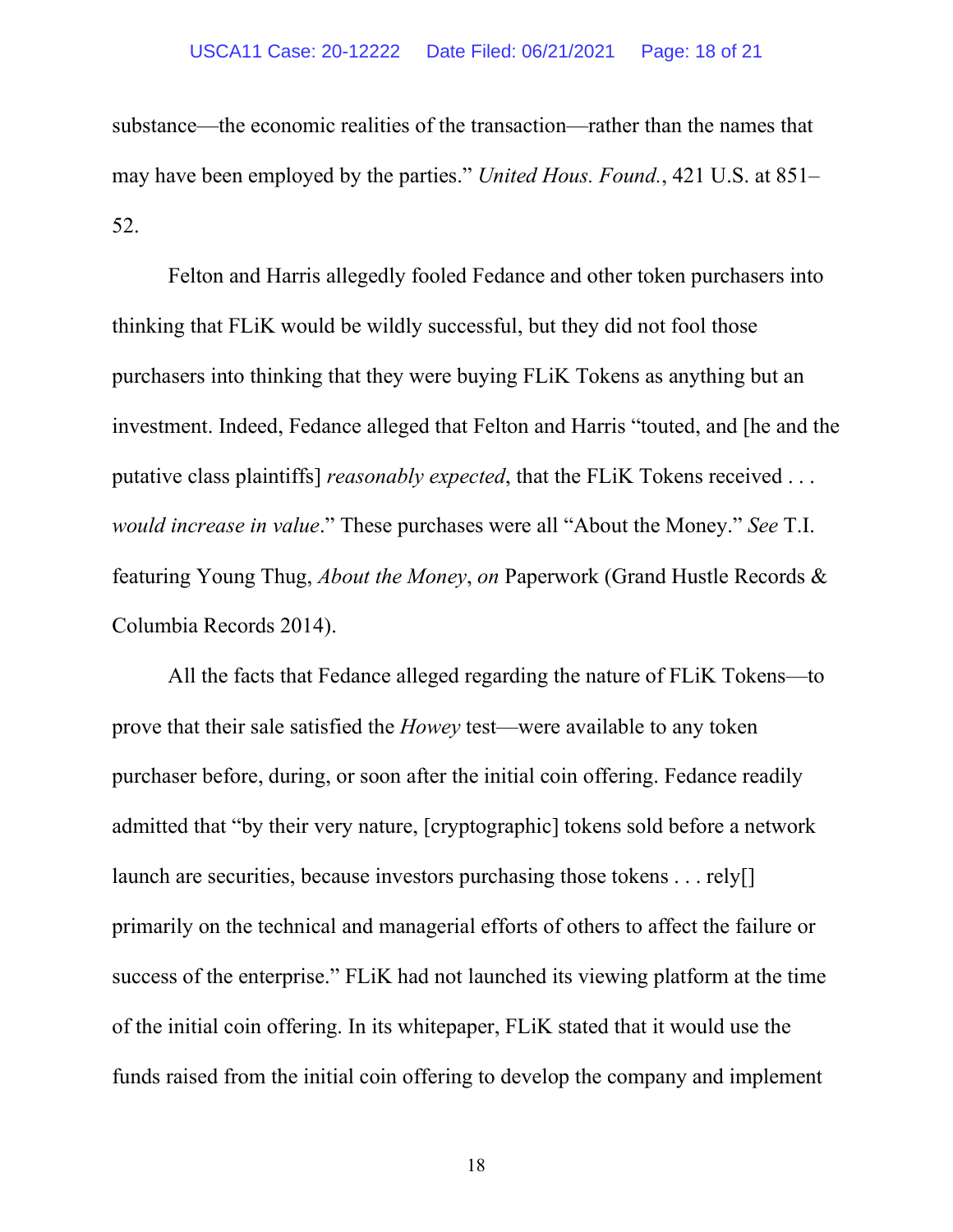substance—the economic realities of the transaction—rather than the names that may have been employed by the parties." *United Hous. Found.*, 421 U.S. at 851–52.

Felton and Harris allegedly fooled Fedance and other token purchasers into thinking that FLiK would be wildly successful, but they did not fool those purchasers into thinking that they were buying FLiK Tokens as anything but an investment. Indeed, Fedance alleged that Felton and Harris "touted, and [he and the putative class plaintiffs] *reasonably expected*, that the FLiK Tokens received . . . *would increase in value*." These purchases were all "About the Money." *See* T.I. featuring Young Thug, *About the Money*, *on* Paperwork (Grand Hustle Records & Columbia Records 2014).

All the facts that Fedance alleged regarding the nature of FLiK Tokens—to prove that their sale satisfied the *Howey* test—were available to any token purchaser before, during, or soon after the initial coin offering. Fedance readily admitted that "by their very nature, [cryptographic] tokens sold before a network launch are securities, because investors purchasing those tokens . . . rely[] primarily on the technical and managerial efforts of others to affect the failure or success of the enterprise." FLiK had not launched its viewing platform at the time of the initial coin offering. In its whitepaper, FLiK stated that it would use the funds raised from the initial coin offering to develop the company and implement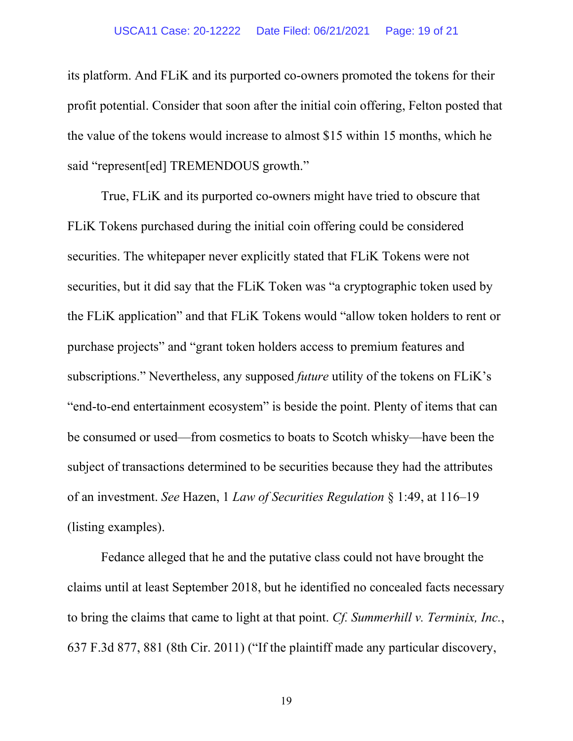its platform. And FLiK and its purported co-owners promoted the tokens for their profit potential. Consider that soon after the initial coin offering, Felton posted that the value of the tokens would increase to almost $15 within 15 months, which he said "represent[ed] TREMENDOUS growth."

True, FLiK and its purported co-owners might have tried to obscure that FLiK Tokens purchased during the initial coin offering could be considered securities. The whitepaper never explicitly stated that FLiK Tokens were not securities, but it did say that the FLiK Token was "a cryptographic token used by the FLiK application" and that FLiK Tokens would "allow token holders to rent or purchase projects" and "grant token holders access to premium features and subscriptions." Nevertheless, any supposed *future* utility of the tokens on FLiK's "end-to-end entertainment ecosystem" is beside the point. Plenty of items that can be consumed or used—from cosmetics to boats to Scotch whisky—have been the subject of transactions determined to be securities because they had the attributes of an investment. *See* Hazen, 1 *Law of Securities Regulation* § 1:49, at 116–19 (listing examples).

Fedance alleged that he and the putative class could not have brought the claims until at least September 2018, but he identified no concealed facts necessary to bring the claims that came to light at that point. *Cf. Summerhill v. Terminix, Inc.*, 637 F.3d 877, 881 (8th Cir. 2011) ("If the plaintiff made any particular discovery,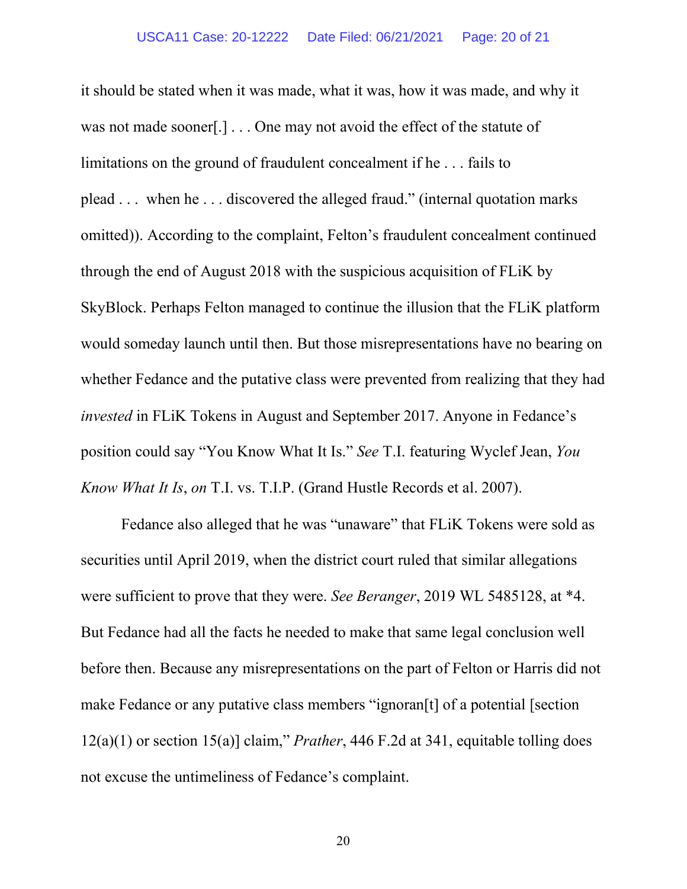it should be stated when it was made, what it was, how it was made, and why it was not made sooner[.] . . . One may not avoid the effect of the statute of limitations on the ground of fraudulent concealment if he . . . fails to plead . . . when he . . . discovered the alleged fraud." (internal quotation marks omitted)). According to the complaint, Felton's fraudulent concealment continued through the end of August 2018 with the suspicious acquisition of FLiK by SkyBlock. Perhaps Felton managed to continue the illusion that the FLiK platform would someday launch until then. But those misrepresentations have no bearing on whether Fedance and the putative class were prevented from realizing that they had *invested* in FLiK Tokens in August and September 2017. Anyone in Fedance's position could say "You Know What It Is." *See* T.I. featuring Wyclef Jean, *You Know What It Is*, *on* T.I. vs. T.I.P. (Grand Hustle Records et al. 2007).

Fedance also alleged that he was "unaware" that FLiK Tokens were sold as securities until April 2019, when the district court ruled that similar allegations were sufficient to prove that they were. *See Beranger*, 2019 WL 5485128, at *4. But Fedance had all the facts he needed to make that same legal conclusion well before then. Because any misrepresentations on the part of Felton or Harris did not make Fedance or any putative class members "ignoran[t] of a potential [section 12(a)(1) or section 15(a)] claim," *Prather*, 446 F.2d at 341, equitable tolling does not excuse the untimeliness of Fedance's complaint.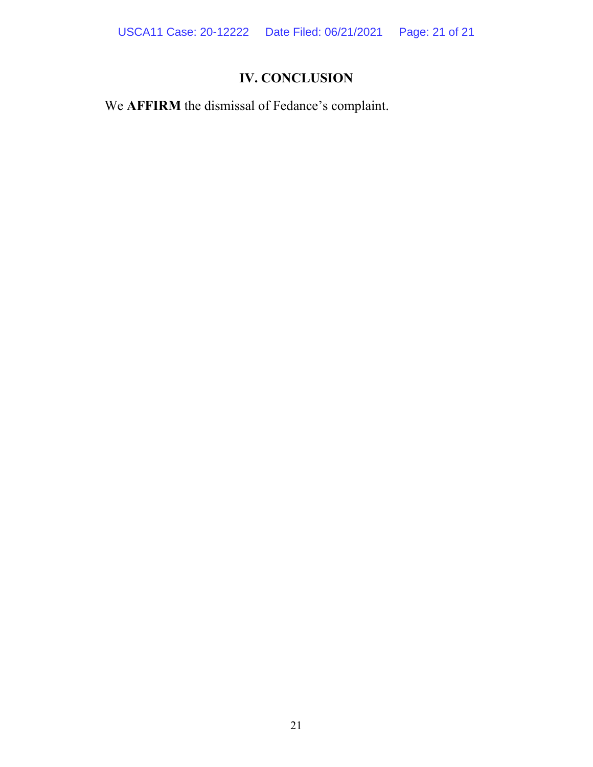## IV. CONCLUSION

We **AFFIRM** the dismissal of Fedance's complaint.